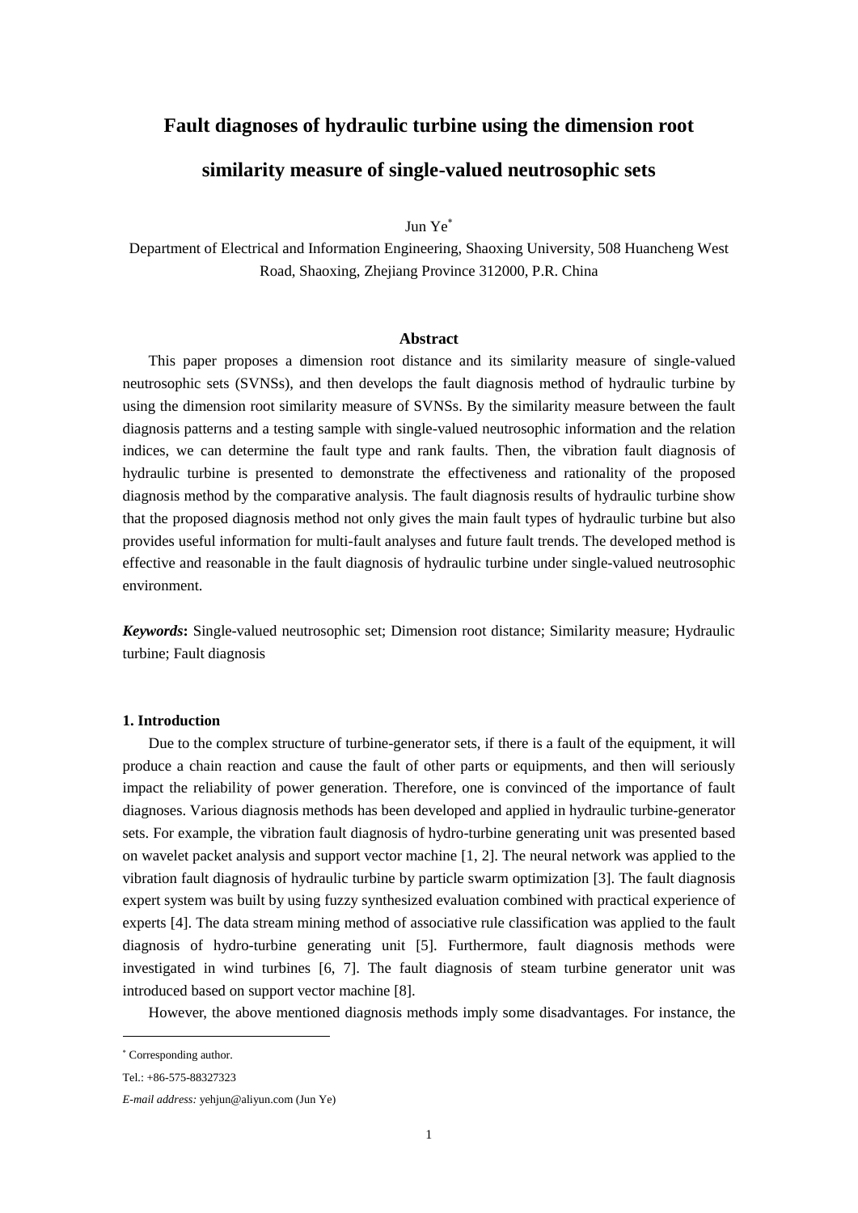# Fault diagnoses of hydraulic turbine using the dimension root similarity measure of single-valued neutrosophic sets

Jun Ye*

Department of Electrical and Information Engineering, Shaoxing University, 508 Huancheng West Road, Shaoxing, Zhejiang Province 312000, P.R. China

### Abstract

This paper proposes a dimension root distance and its similarity measure of single-valued neutrosophic sets (SVNSs), and then develops the fault diagnosis method of hydraulic turbine by using the dimension root similarity measure of SVNSs. By the similarity measure between the fault diagnosis patterns and a testing sample with single-valued neutrosophic information and the relation indices, we can determine the fault type and rank faults. Then, the vibration fault diagnosis of hydraulic turbine is presented to demonstrate the effectiveness and rationality of the proposed diagnosis method by the comparative analysis. The fault diagnosis results of hydraulic turbine show that the proposed diagnosis method not only gives the main fault types of hydraulic turbine but also provides useful information for multi-fault analyses and future fault trends. The developed method is effective and reasonable in the fault diagnosis of hydraulic turbine under single-valued neutrosophic environment.

***Keywords*****:** Single-valued neutrosophic set; Dimension root distance; Similarity measure; Hydraulic turbine; Fault diagnosis

## 1. Introduction

Due to the complex structure of turbine-generator sets, if there is a fault of the equipment, it will produce a chain reaction and cause the fault of other parts or equipments, and then will seriously impact the reliability of power generation. Therefore, one is convinced of the importance of fault diagnoses. Various diagnosis methods has been developed and applied in hydraulic turbine-generator sets. For example, the vibration fault diagnosis of hydro-turbine generating unit was presented based on wavelet packet analysis and support vector machine [1, 2]. The neural network was applied to the vibration fault diagnosis of hydraulic turbine by particle swarm optimization [3]. The fault diagnosis expert system was built by using fuzzy synthesized evaluation combined with practical experience of experts [4]. The data stream mining method of associative rule classification was applied to the fault diagnosis of hydro-turbine generating unit [5]. Furthermore, fault diagnosis methods were investigated in wind turbines [6, 7]. The fault diagnosis of steam turbine generator unit was introduced based on support vector machine [8].

However, the above mentioned diagnosis methods imply some disadvantages. For instance, the

---

* Corresponding author.

Tel.: +86-575-88327323

*E-mail address:* yehjun@aliyun.com (Jun Ye)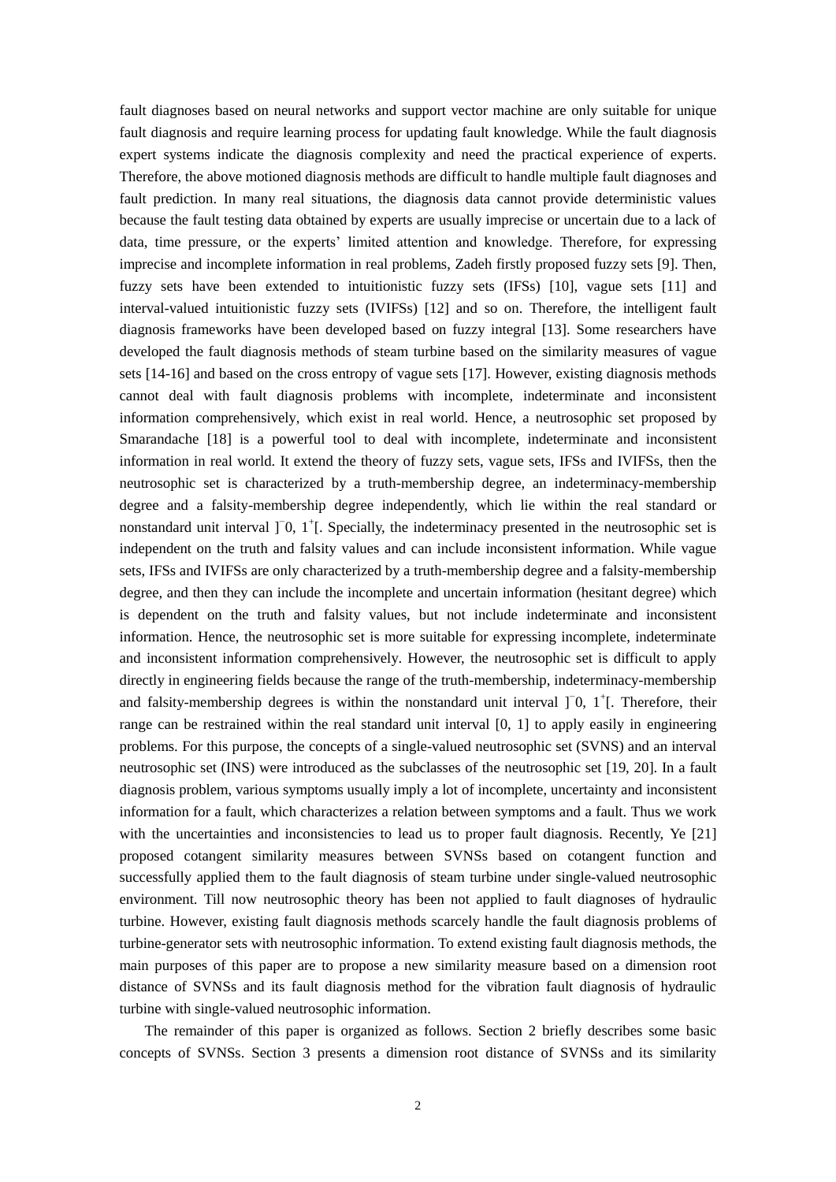fault diagnoses based on neural networks and support vector machine are only suitable for unique fault diagnosis and require learning process for updating fault knowledge. While the fault diagnosis expert systems indicate the diagnosis complexity and need the practical experience of experts. Therefore, the above motioned diagnosis methods are difficult to handle multiple fault diagnoses and fault prediction. In many real situations, the diagnosis data cannot provide deterministic values because the fault testing data obtained by experts are usually imprecise or uncertain due to a lack of data, time pressure, or the experts' limited attention and knowledge. Therefore, for expressing imprecise and incomplete information in real problems, Zadeh firstly proposed fuzzy sets [9]. Then, fuzzy sets have been extended to intuitionistic fuzzy sets (IFSs) [10], vague sets [11] and interval-valued intuitionistic fuzzy sets (IVIFSs) [12] and so on. Therefore, the intelligent fault diagnosis frameworks have been developed based on fuzzy integral [13]. Some researchers have developed the fault diagnosis methods of steam turbine based on the similarity measures of vague sets [14-16] and based on the cross entropy of vague sets [17]. However, existing diagnosis methods cannot deal with fault diagnosis problems with incomplete, indeterminate and inconsistent information comprehensively, which exist in real world. Hence, a neutrosophic set proposed by Smarandache [18] is a powerful tool to deal with incomplete, indeterminate and inconsistent information in real world. It extend the theory of fuzzy sets, vague sets, IFSs and IVIFSs, then the neutrosophic set is characterized by a truth-membership degree, an indeterminacy-membership degree and a falsity-membership degree independently, which lie within the real standard or nonstandard unit interval $]^{-}0, 1^{+}[$. Specially, the indeterminacy presented in the neutrosophic set is independent on the truth and falsity values and can include inconsistent information. While vague sets, IFSs and IVIFSs are only characterized by a truth-membership degree and a falsity-membership degree, and then they can include the incomplete and uncertain information (hesitant degree) which is dependent on the truth and falsity values, but not include indeterminate and inconsistent information. Hence, the neutrosophic set is more suitable for expressing incomplete, indeterminate and inconsistent information comprehensively. However, the neutrosophic set is difficult to apply directly in engineering fields because the range of the truth-membership, indeterminacy-membership and falsity-membership degrees is within the nonstandard unit interval $]^{-}0, 1^{+}[$. Therefore, their range can be restrained within the real standard unit interval [0, 1] to apply easily in engineering problems. For this purpose, the concepts of a single-valued neutrosophic set (SVNS) and an interval neutrosophic set (INS) were introduced as the subclasses of the neutrosophic set [19, 20]. In a fault diagnosis problem, various symptoms usually imply a lot of incomplete, uncertainty and inconsistent information for a fault, which characterizes a relation between symptoms and a fault. Thus we work with the uncertainties and inconsistencies to lead us to proper fault diagnosis. Recently, Ye [21] proposed cotangent similarity measures between SVNSs based on cotangent function and successfully applied them to the fault diagnosis of steam turbine under single-valued neutrosophic environment. Till now neutrosophic theory has been not applied to fault diagnoses of hydraulic turbine. However, existing fault diagnosis methods scarcely handle the fault diagnosis problems of turbine-generator sets with neutrosophic information. To extend existing fault diagnosis methods, the main purposes of this paper are to propose a new similarity measure based on a dimension root distance of SVNSs and its fault diagnosis method for the vibration fault diagnosis of hydraulic turbine with single-valued neutrosophic information.

The remainder of this paper is organized as follows. Section 2 briefly describes some basic concepts of SVNSs. Section 3 presents a dimension root distance of SVNSs and its similarity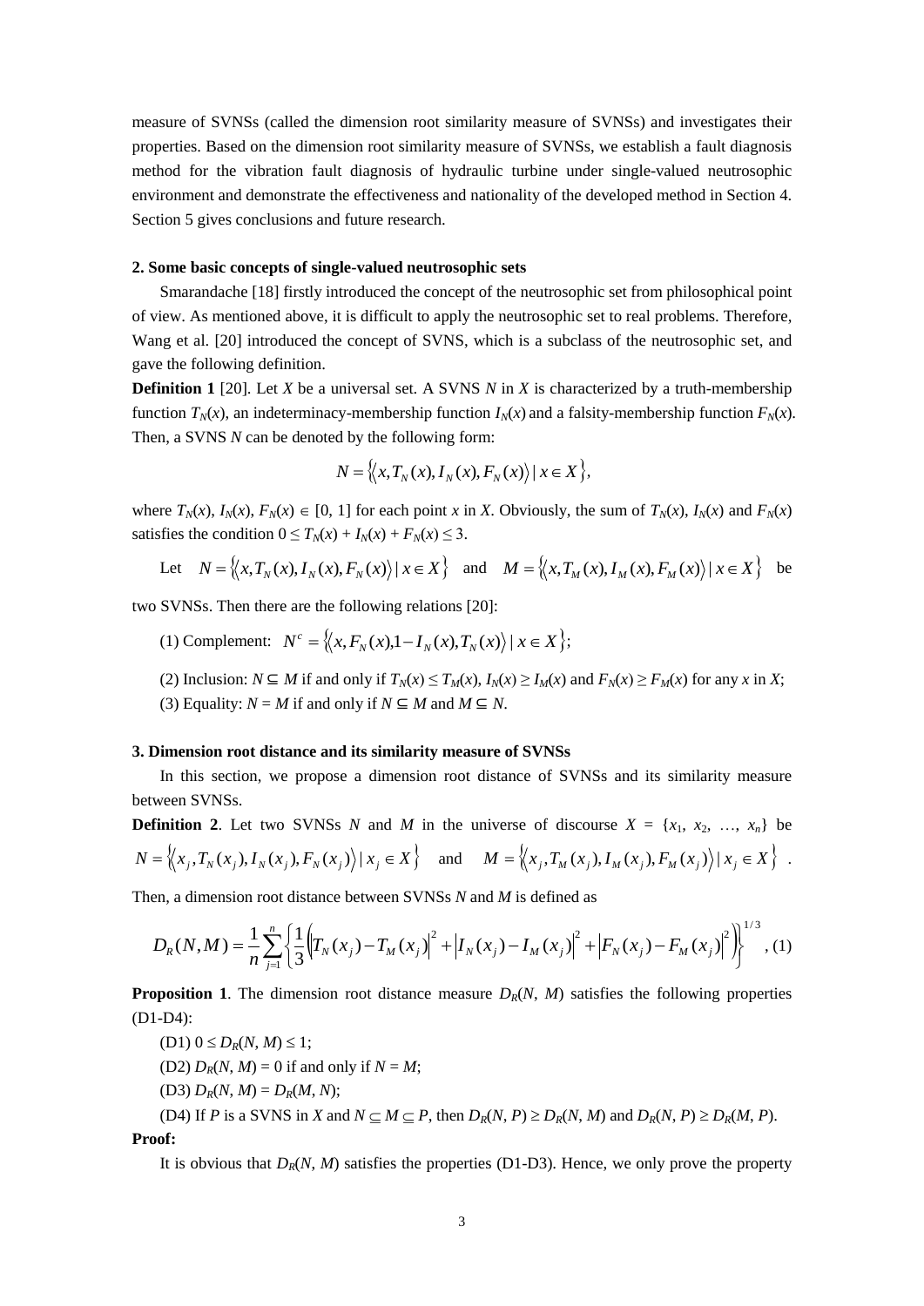measure of SVNSs (called the dimension root similarity measure of SVNSs) and investigates their properties. Based on the dimension root similarity measure of SVNSs, we establish a fault diagnosis method for the vibration fault diagnosis of hydraulic turbine under single-valued neutrosophic environment and demonstrate the effectiveness and nationality of the developed method in Section 4. Section 5 gives conclusions and future research.

## 2. Some basic concepts of single-valued neutrosophic sets

Smarandache [18] firstly introduced the concept of the neutrosophic set from philosophical point of view. As mentioned above, it is difficult to apply the neutrosophic set to real problems. Therefore, Wang et al. [20] introduced the concept of SVNS, which is a subclass of the neutrosophic set, and gave the following definition.

**Definition 1** [20]. Let $X$ be a universal set. A SVNS $N$ in $X$ is characterized by a truth-membership function $T_N(x)$, an indeterminacy-membership function $I_N(x)$ and a falsity-membership function $F_N(x)$. Then, a SVNS $N$ can be denoted by the following form:

$$N = \left\{\left\langle x, T_N(x), I_N(x), F_N(x)\right\rangle \mid x \in X\right\},$$

where $T_N(x)$, $I_N(x)$, $F_N(x) \in [0, 1]$ for each point $x$ in $X$. Obviously, the sum of $T_N(x)$, $I_N(x)$ and $F_N(x)$ satisfies the condition $0 \le T_N(x) + I_N(x) + F_N(x) \le 3$.

Let $N = \left\{\left\langle x, T_N(x), I_N(x), F_N(x)\right\rangle \mid x \in X\right\}$ and $M = \left\{\left\langle x, T_M(x), I_M(x), F_M(x)\right\rangle \mid x \in X\right\}$ be two SVNSs. Then there are the following relations [20]:

(1) Complement: $N^c = \left\{\left\langle x, F_N(x), 1 - I_N(x), T_N(x)\right\rangle \mid x \in X\right\}$;

(2) Inclusion: $N \subseteq M$ if and only if $T_N(x) \le T_M(x)$, $I_N(x) \ge I_M(x)$ and $F_N(x) \ge F_M(x)$ for any $x$ in $X$;

(3) Equality: $N = M$ if and only if $N \subseteq M$ and $M \subseteq N$.

## 3. Dimension root distance and its similarity measure of SVNSs

In this section, we propose a dimension root distance of SVNSs and its similarity measure between SVNSs.

**Definition 2**. Let two SVNSs $N$ and $M$ in the universe of discourse $X = \{x_1, x_2, \ldots, x_n\}$ be $N = \left\{\left\langle x_j, T_N(x_j), I_N(x_j), F_N(x_j)\right\rangle \mid x_j \in X\right\}$ and $M = \left\{\left\langle x_j, T_M(x_j), I_M(x_j), F_M(x_j)\right\rangle \mid x_j \in X\right\}$.

Then, a dimension root distance between SVNSs $N$ and $M$ is defined as

$$D_R(N, M) = \frac{1}{n}\sum_{j=1}^{n}\left\{\frac{1}{3}\left(\left|T_N(x_j) - T_M(x_j)\right|^2 + \left|I_N(x_j) - I_M(x_j)\right|^2 + \left|F_N(x_j) - F_M(x_j)\right|^2\right)\right\}^{1/3}, \quad (1)$$

**Proposition 1**. The dimension root distance measure $D_R(N, M)$ satisfies the following properties (D1-D4):

(D1) $0 \le D_R(N, M) \le 1$;

(D2) $D_R(N, M) = 0$ if and only if $N = M$;

(D3) $D_R(N, M) = D_R(M, N)$;

(D4) If $P$ is a SVNS in $X$ and $N \subseteq M \subseteq P$, then $D_R(N, P) \ge D_R(N, M)$ and $D_R(N, P) \ge D_R(M, P)$.

**Proof:**

It is obvious that $D_R(N, M)$ satisfies the properties (D1-D3). Hence, we only prove the property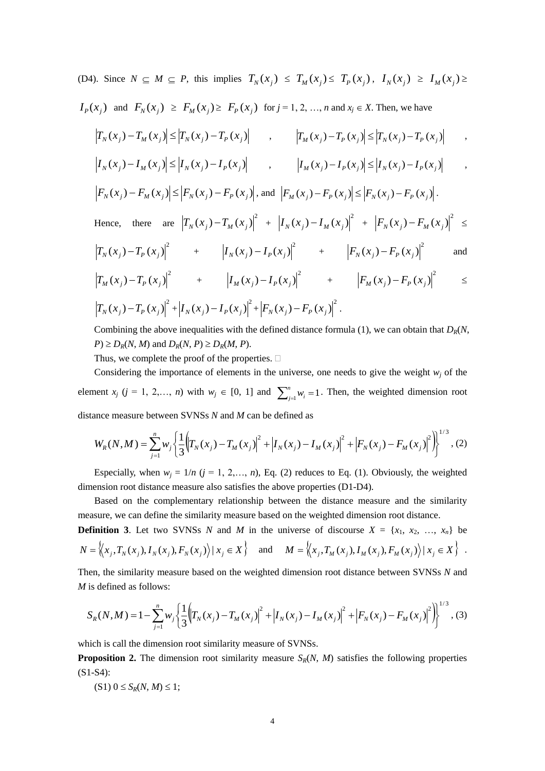(D4). Since $N \subseteq M \subseteq P$, this implies $T_N(x_j) \le T_M(x_j) \le T_P(x_j)$, $I_N(x_j) \ge I_M(x_j) \ge I_P(x_j)$ and $F_N(x_j) \ge F_M(x_j) \ge F_P(x_j)$ for $j = 1, 2, \ldots, n$ and $x_j \in X$. Then, we have

$\left|T_N(x_j) - T_M(x_j)\right| \le \left|T_N(x_j) - T_P(x_j)\right|$, $\left|T_M(x_j) - T_P(x_j)\right| \le \left|T_N(x_j) - T_P(x_j)\right|$,

$\left|I_N(x_j) - I_M(x_j)\right| \le \left|I_N(x_j) - I_P(x_j)\right|$, $\left|I_M(x_j) - I_P(x_j)\right| \le \left|I_N(x_j) - I_P(x_j)\right|$,

$\left|F_N(x_j) - F_M(x_j)\right| \le \left|F_N(x_j) - F_P(x_j)\right|$, and $\left|F_M(x_j) - F_P(x_j)\right| \le \left|F_N(x_j) - F_P(x_j)\right|$.

Hence, there are $\left|T_N(x_j) - T_M(x_j)\right|^2 + \left|I_N(x_j) - I_M(x_j)\right|^2 + \left|F_N(x_j) - F_M(x_j)\right|^2 \le \left|T_N(x_j) - T_P(x_j)\right|^2 + \left|I_N(x_j) - I_P(x_j)\right|^2 + \left|F_N(x_j) - F_P(x_j)\right|^2$ and $\left|T_M(x_j) - T_P(x_j)\right|^2 + \left|I_M(x_j) - I_P(x_j)\right|^2 + \left|F_M(x_j) - F_P(x_j)\right|^2 \le \left|T_N(x_j) - T_P(x_j)\right|^2 + \left|I_N(x_j) - I_P(x_j)\right|^2 + \left|F_N(x_j) - F_P(x_j)\right|^2$.

Combining the above inequalities with the defined distance formula (1), we can obtain that $D_R(N, P) \ge D_R(N, M)$ and $D_R(N, P) \ge D_R(M, P)$.

Thus, we complete the proof of the properties. □

Considering the importance of elements in the universe, one needs to give the weight $w_j$ of the element $x_j$ ($j = 1, 2, \ldots, n$) with $w_j \in [0, 1]$ and $\sum_{j=1}^{n} w_i = 1$. Then, the weighted dimension root distance measure between SVNSs $N$ and $M$ can be defined as

$$W_R(N,M) = \sum_{j=1}^{n} w_j \left\{ \frac{1}{3}\left( \left|T_N(x_j) - T_M(x_j)\right|^2 + \left|I_N(x_j) - I_M(x_j)\right|^2 + \left|F_N(x_j) - F_M(x_j)\right|^2 \right) \right\}^{1/3}, \quad (2)$$

Especially, when $w_j = 1/n$ ($j = 1, 2, \ldots, n$), Eq. (2) reduces to Eq. (1). Obviously, the weighted dimension root distance measure also satisfies the above properties (D1-D4).

Based on the complementary relationship between the distance measure and the similarity measure, we can define the similarity measure based on the weighted dimension root distance.

**Definition 3**. Let two SVNSs $N$ and $M$ in the universe of discourse $X = \{x_1, x_2, \ldots, x_n\}$ be $N = \left\{ \left\langle x_j, T_N(x_j), I_N(x_j), F_N(x_j) \right\rangle \mid x_j \in X \right\}$ and $M = \left\{ \left\langle x_j, T_M(x_j), I_M(x_j), F_M(x_j) \right\rangle \mid x_j \in X \right\}$.

Then, the similarity measure based on the weighted dimension root distance between SVNSs $N$ and $M$ is defined as follows:

$$S_R(N,M) = 1 - \sum_{j=1}^{n} w_j \left\{ \frac{1}{3}\left( \left|T_N(x_j) - T_M(x_j)\right|^2 + \left|I_N(x_j) - I_M(x_j)\right|^2 + \left|F_N(x_j) - F_M(x_j)\right|^2 \right) \right\}^{1/3}, \quad (3)$$

which is call the dimension root similarity measure of SVNSs.

**Proposition 2.** The dimension root similarity measure $S_R(N, M)$ satisfies the following properties (S1-S4):

(S1) $0 \le S_R(N, M) \le 1$;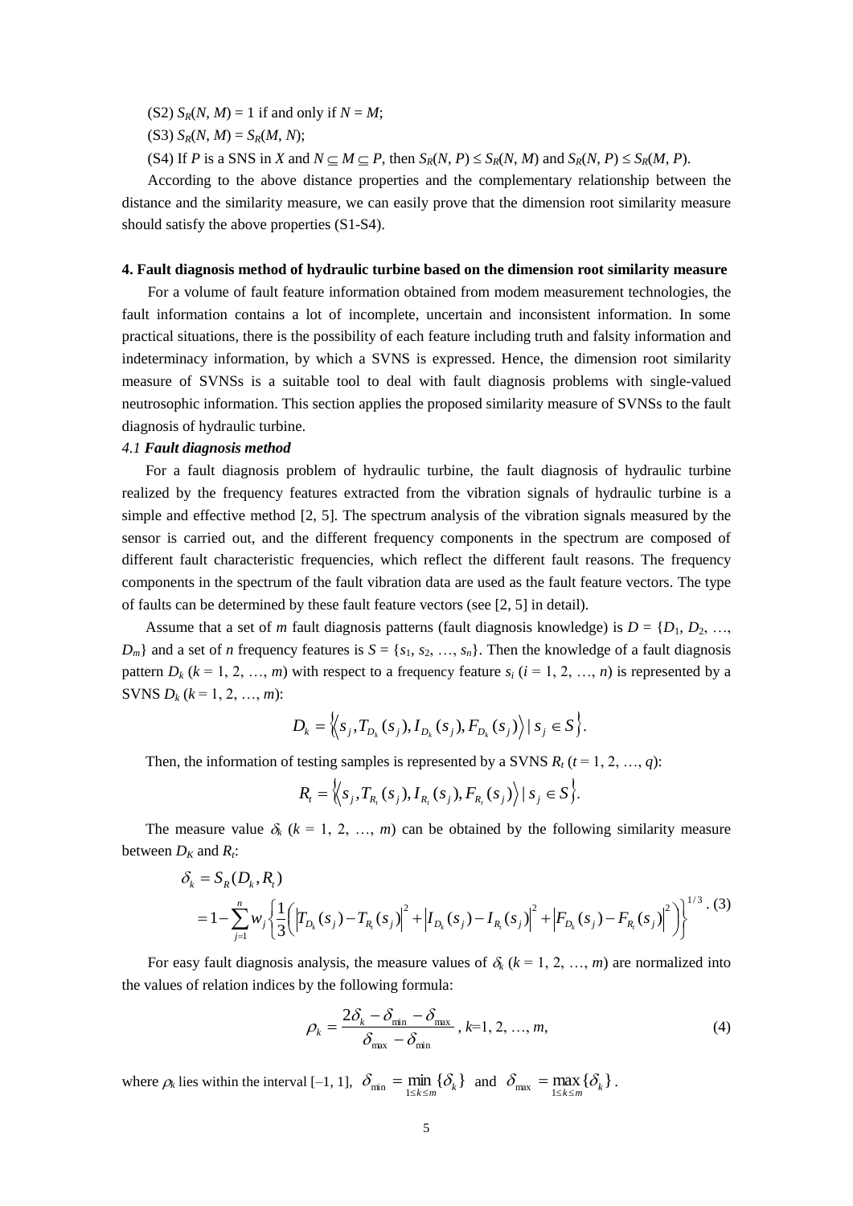(S2) $S_R(N, M) = 1$ if and only if $N = M$;

(S3) $S_R(N, M) = S_R(M, N)$;

(S4) If $P$ is a SNS in $X$ and $N \subseteq M \subseteq P$, then $S_R(N, P) \le S_R(N, M)$ and $S_R(N, P) \le S_R(M, P)$.

According to the above distance properties and the complementary relationship between the distance and the similarity measure, we can easily prove that the dimension root similarity measure should satisfy the above properties (S1-S4).

## 4. Fault diagnosis method of hydraulic turbine based on the dimension root similarity measure

For a volume of fault feature information obtained from modem measurement technologies, the fault information contains a lot of incomplete, uncertain and inconsistent information. In some practical situations, there is the possibility of each feature including truth and falsity information and indeterminacy information, by which a SVNS is expressed. Hence, the dimension root similarity measure of SVNSs is a suitable tool to deal with fault diagnosis problems with single-valued neutrosophic information. This section applies the proposed similarity measure of SVNSs to the fault diagnosis of hydraulic turbine.

### *4.1 Fault diagnosis method*

For a fault diagnosis problem of hydraulic turbine, the fault diagnosis of hydraulic turbine realized by the frequency features extracted from the vibration signals of hydraulic turbine is a simple and effective method [2, 5]. The spectrum analysis of the vibration signals measured by the sensor is carried out, and the different frequency components in the spectrum are composed of different fault characteristic frequencies, which reflect the different fault reasons. The frequency components in the spectrum of the fault vibration data are used as the fault feature vectors. The type of faults can be determined by these fault feature vectors (see [2, 5] in detail).

Assume that a set of $m$ fault diagnosis patterns (fault diagnosis knowledge) is $D = \{D_1, D_2, \ldots, D_m\}$ and a set of $n$ frequency features is $S = \{s_1, s_2, \ldots, s_n\}$. Then the knowledge of a fault diagnosis pattern $D_k$ ($k = 1, 2, \ldots, m$) with respect to a frequency feature $s_i$ ($i = 1, 2, \ldots, n$) is represented by a SVNS $D_k$ ($k = 1, 2, \ldots, m$):

$$D_k = \left\{ \left\langle s_j, T_{D_k}(s_j), I_{D_k}(s_j), F_{D_k}(s_j) \right\rangle \mid s_j \in S \right\}.$$

Then, the information of testing samples is represented by a SVNS $R_t$ ($t = 1, 2, \ldots, q$):

$$R_t = \left\{ \left\langle s_j, T_{R_t}(s_j), I_{R_t}(s_j), F_{R_t}(s_j) \right\rangle \mid s_j \in S \right\}.$$

The measure value $\delta_k$ ($k = 1, 2, \ldots, m$) can be obtained by the following similarity measure between $D_K$ and $R_t$:

$$\begin{aligned} \delta_k &= S_R(D_k, R_t) \\ &= 1 - \sum_{j=1}^{n} w_j \left\{ \frac{1}{3} \left( \left| T_{D_k}(s_j) - T_{R_t}(s_j) \right|^2 + \left| I_{D_k}(s_j) - I_{R_t}(s_j) \right|^2 + \left| F_{D_k}(s_j) - F_{R_t}(s_j) \right|^2 \right) \right\}^{1/3}. \end{aligned} \quad (3)$$

For easy fault diagnosis analysis, the measure values of $\delta_k$ ($k = 1, 2, \ldots, m$) are normalized into the values of relation indices by the following formula:

$$\rho_k = \frac{2\delta_k - \delta_{\min} - \delta_{\max}}{\delta_{\max} - \delta_{\min}}, \ k=1, 2, \ldots, m, \quad (4)$$

where $\rho_k$ lies within the interval [–1, 1], $\delta_{\min} = \min_{1 \le k \le m} \{\delta_k\}$ and $\delta_{\max} = \max_{1 \le k \le m} \{\delta_k\}$.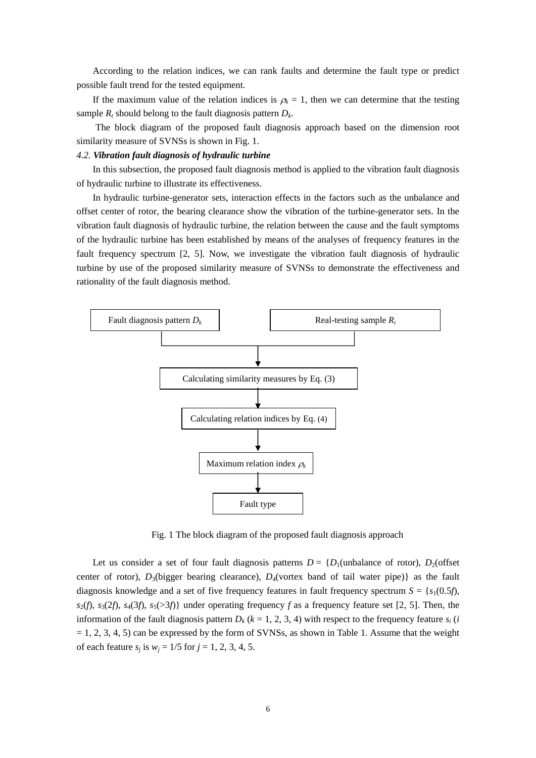According to the relation indices, we can rank faults and determine the fault type or predict possible fault trend for the tested equipment.

If the maximum value of the relation indices is $\rho_k = 1$, then we can determine that the testing sample $R_t$ should belong to the fault diagnosis pattern $D_k$.

The block diagram of the proposed fault diagnosis approach based on the dimension root similarity measure of SVNSs is shown in Fig. 1.

*4.2.* ***Vibration fault diagnosis of hydraulic turbine***

In this subsection, the proposed fault diagnosis method is applied to the vibration fault diagnosis of hydraulic turbine to illustrate its effectiveness.

In hydraulic turbine-generator sets, interaction effects in the factors such as the unbalance and offset center of rotor, the bearing clearance show the vibration of the turbine-generator sets. In the vibration fault diagnosis of hydraulic turbine, the relation between the cause and the fault symptoms of the hydraulic turbine has been established by means of the analyses of frequency features in the fault frequency spectrum [2, 5]. Now, we investigate the vibration fault diagnosis of hydraulic turbine by use of the proposed similarity measure of SVNSs to demonstrate the effectiveness and rationality of the fault diagnosis method.

Fault diagnosis pattern $D_k$ | Real-testing sample $R_t$

↓

Calculating similarity measures by Eq. (3)

↓

Calculating relation indices by Eq. (4)

↓

Maximum relation index $\rho_k$

↓

Fault type

Fig. 1 The block diagram of the proposed fault diagnosis approach

Let us consider a set of four fault diagnosis patterns $D = \{D_1$(unbalance of rotor), $D_2$(offset center of rotor), $D_3$(bigger bearing clearance), $D_4$(vortex band of tail water pipe)$\}$ as the fault diagnosis knowledge and a set of five frequency features in fault frequency spectrum $S = \{s_1(0.5f), s_2(f), s_3(2f), s_4(3f), s_5(>3f)\}$ under operating frequency $f$ as a frequency feature set [2, 5]. Then, the information of the fault diagnosis pattern $D_k$ ($k = 1, 2, 3, 4$) with respect to the frequency feature $s_i$ ($i = 1, 2, 3, 4, 5$) can be expressed by the form of SVNSs, as shown in Table 1. Assume that the weight of each feature $s_j$ is $w_j = 1/5$ for $j = 1, 2, 3, 4, 5$.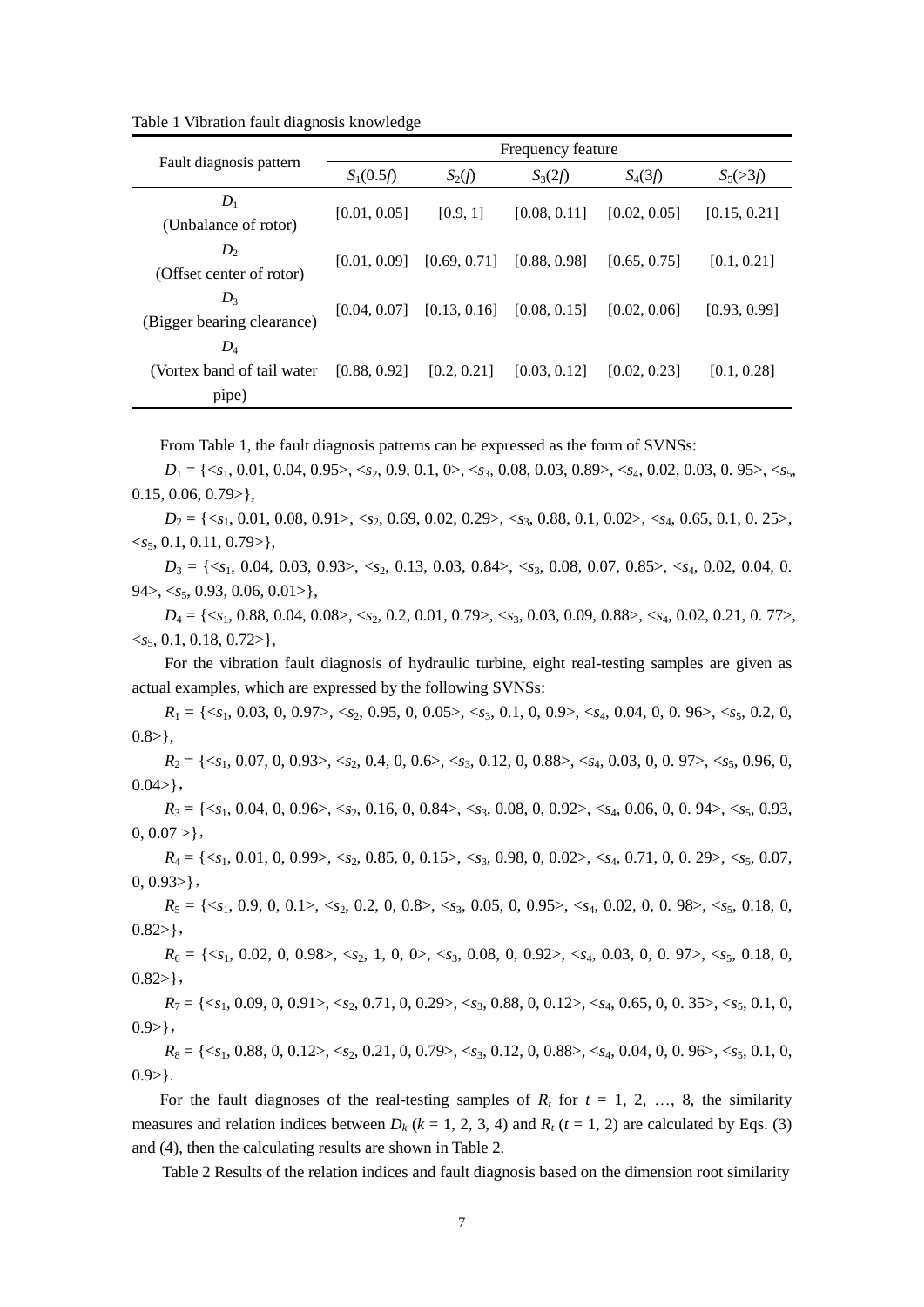Table 1 Vibration fault diagnosis knowledge

| Fault diagnosis pattern | Frequency feature | | | | |
|---|---|---|---|---|---|
| | $S_1(0.5f)$ | $S_2(f)$ | $S_3(2f)$ | $S_4(3f)$ | $S_5(>3f)$ |
| $D_1$ (Unbalance of rotor) | [0.01, 0.05] | [0.9, 1] | [0.08, 0.11] | [0.02, 0.05] | [0.15, 0.21] |
| $D_2$ (Offset center of rotor) | [0.01, 0.09] | [0.69, 0.71] | [0.88, 0.98] | [0.65, 0.75] | [0.1, 0.21] |
| $D_3$ (Bigger bearing clearance) | [0.04, 0.07] | [0.13, 0.16] | [0.08, 0.15] | [0.02, 0.06] | [0.93, 0.99] |
| $D_4$ (Vortex band of tail water pipe) | [0.88, 0.92] | [0.2, 0.21] | [0.03, 0.12] | [0.02, 0.23] | [0.1, 0.28] |

From Table 1, the fault diagnosis patterns can be expressed as the form of SVNSs:

$D_1$ = {< $s_1$, 0.01, 0.04, 0.95>, < $s_2$, 0.9, 0.1, 0>, < $s_3$, 0.08, 0.03, 0.89>, < $s_4$, 0.02, 0.03, 0. 95>, < $s_5$, 0.15, 0.06, 0.79>},

$D_2$ = {< $s_1$, 0.01, 0.08, 0.91>, < $s_2$, 0.69, 0.02, 0.29>, < $s_3$, 0.88, 0.1, 0.02>, < $s_4$, 0.65, 0.1, 0. 25>, < $s_5$, 0.1, 0.11, 0.79>},

$D_3$ = {< $s_1$, 0.04, 0.03, 0.93>, < $s_2$, 0.13, 0.03, 0.84>, < $s_3$, 0.08, 0.07, 0.85>, < $s_4$, 0.02, 0.04, 0. 94>, < $s_5$, 0.93, 0.06, 0.01>},

$D_4$ = {< $s_1$, 0.88, 0.04, 0.08>, < $s_2$, 0.2, 0.01, 0.79>, < $s_3$, 0.03, 0.09, 0.88>, < $s_4$, 0.02, 0.21, 0. 77>, < $s_5$, 0.1, 0.18, 0.72>},

For the vibration fault diagnosis of hydraulic turbine, eight real-testing samples are given as actual examples, which are expressed by the following SVNSs:

$R_1$ = {< $s_1$, 0.03, 0, 0.97>, < $s_2$, 0.95, 0, 0.05>, < $s_3$, 0.1, 0, 0.9>, < $s_4$, 0.04, 0, 0. 96>, < $s_5$, 0.2, 0, 0.8>},

$R_2$ = {< $s_1$, 0.07, 0, 0.93>, < $s_2$, 0.4, 0, 0.6>, < $s_3$, 0.12, 0, 0.88>, < $s_4$, 0.03, 0, 0. 97>, < $s_5$, 0.96, 0, 0.04>},

$R_3$ = {< $s_1$, 0.04, 0, 0.96>, < $s_2$, 0.16, 0, 0.84>, < $s_3$, 0.08, 0, 0.92>, < $s_4$, 0.06, 0, 0. 94>, < $s_5$, 0.93, 0, 0.07 >},

$R_4$ = {< $s_1$, 0.01, 0, 0.99>, < $s_2$, 0.85, 0, 0.15>, < $s_3$, 0.98, 0, 0.02>, < $s_4$, 0.71, 0, 0. 29>, < $s_5$, 0.07, 0, 0.93>},

$R_5$ = {< $s_1$, 0.9, 0, 0.1>, < $s_2$, 0.2, 0, 0.8>, < $s_3$, 0.05, 0, 0.95>, < $s_4$, 0.02, 0, 0. 98>, < $s_5$, 0.18, 0, 0.82>},

$R_6$ = {< $s_1$, 0.02, 0, 0.98>, < $s_2$, 1, 0, 0>, < $s_3$, 0.08, 0, 0.92>, < $s_4$, 0.03, 0, 0. 97>, < $s_5$, 0.18, 0, 0.82>},

$R_7$ = {< $s_1$, 0.09, 0, 0.91>, < $s_2$, 0.71, 0, 0.29>, < $s_3$, 0.88, 0, 0.12>, < $s_4$, 0.65, 0, 0. 35>, < $s_5$, 0.1, 0, 0.9>},

$R_8$ = {< $s_1$, 0.88, 0, 0.12>, < $s_2$, 0.21, 0, 0.79>, < $s_3$, 0.12, 0, 0.88>, < $s_4$, 0.04, 0, 0. 96>, < $s_5$, 0.1, 0, 0.9>}.

For the fault diagnoses of the real-testing samples of $R_t$ for $t$ = 1, 2, …, 8, the similarity measures and relation indices between $D_k$ ($k$ = 1, 2, 3, 4) and $R_t$ ($t$ = 1, 2) are calculated by Eqs. (3) and (4), then the calculating results are shown in Table 2.

Table 2 Results of the relation indices and fault diagnosis based on the dimension root similarity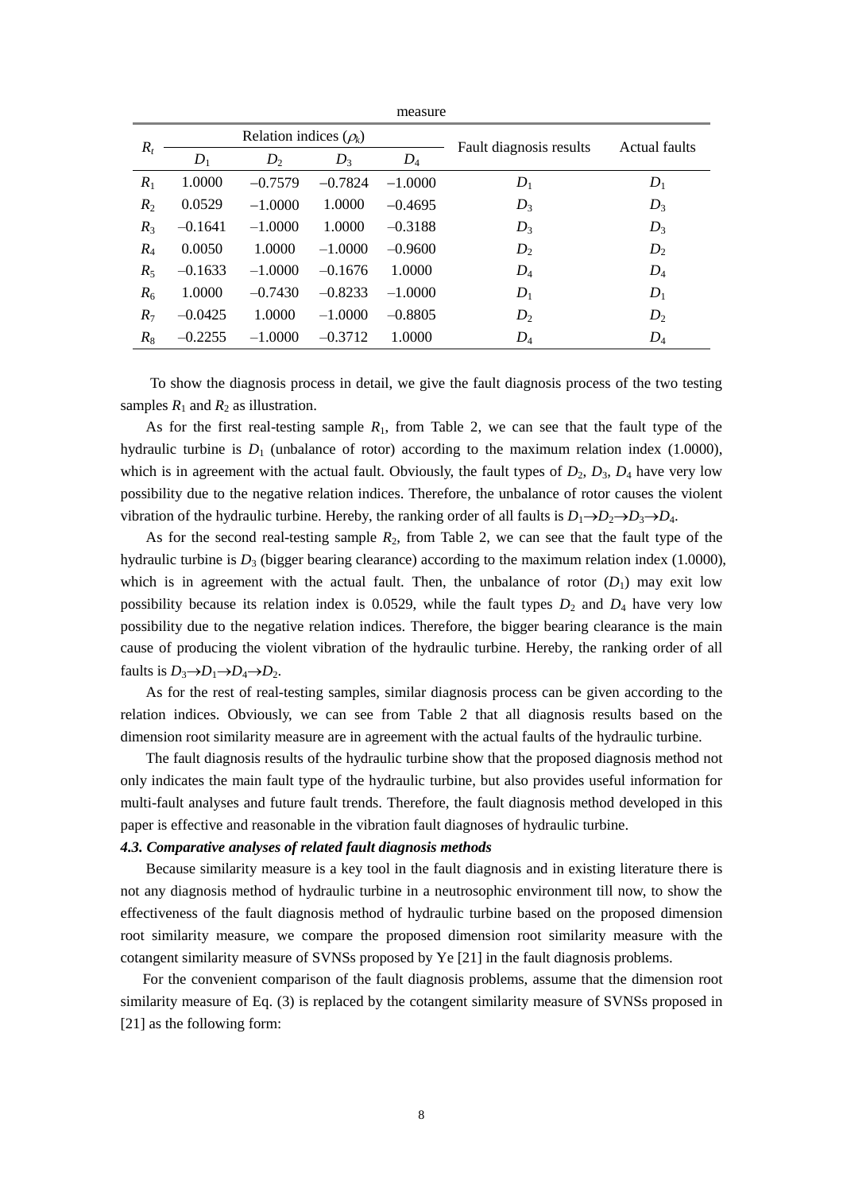measure

| $R_t$ | Relation indices ($\rho_k$) | | | | Fault diagnosis results | Actual faults |
|---|---|---|---|---|---|---|
| | $D_1$ | $D_2$ | $D_3$ | $D_4$ | | |
| $R_1$ | 1.0000 | –0.7579 | –0.7824 | –1.0000 | $D_1$ | $D_1$ |
| $R_2$ | 0.0529 | –1.0000 | 1.0000 | –0.4695 | $D_3$ | $D_3$ |
| $R_3$ | –0.1641 | –1.0000 | 1.0000 | –0.3188 | $D_3$ | $D_3$ |
| $R_4$ | 0.0050 | 1.0000 | –1.0000 | –0.9600 | $D_2$ | $D_2$ |
| $R_5$ | –0.1633 | –1.0000 | –0.1676 | 1.0000 | $D_4$ | $D_4$ |
| $R_6$ | 1.0000 | –0.7430 | –0.8233 | –1.0000 | $D_1$ | $D_1$ |
| $R_7$ | –0.0425 | 1.0000 | –1.0000 | –0.8805 | $D_2$ | $D_2$ |
| $R_8$ | –0.2255 | –1.0000 | –0.3712 | 1.0000 | $D_4$ | $D_4$ |

To show the diagnosis process in detail, we give the fault diagnosis process of the two testing samples $R_1$ and $R_2$ as illustration.

As for the first real-testing sample $R_1$, from Table 2, we can see that the fault type of the hydraulic turbine is $D_1$ (unbalance of rotor) according to the maximum relation index (1.0000), which is in agreement with the actual fault. Obviously, the fault types of $D_2$, $D_3$, $D_4$ have very low possibility due to the negative relation indices. Therefore, the unbalance of rotor causes the violent vibration of the hydraulic turbine. Hereby, the ranking order of all faults is $D_1 \to D_2 \to D_3 \to D_4$.

As for the second real-testing sample $R_2$, from Table 2, we can see that the fault type of the hydraulic turbine is $D_3$ (bigger bearing clearance) according to the maximum relation index (1.0000), which is in agreement with the actual fault. Then, the unbalance of rotor ($D_1$) may exit low possibility because its relation index is 0.0529, while the fault types $D_2$ and $D_4$ have very low possibility due to the negative relation indices. Therefore, the bigger bearing clearance is the main cause of producing the violent vibration of the hydraulic turbine. Hereby, the ranking order of all faults is $D_3 \to D_1 \to D_4 \to D_2$.

As for the rest of real-testing samples, similar diagnosis process can be given according to the relation indices. Obviously, we can see from Table 2 that all diagnosis results based on the dimension root similarity measure are in agreement with the actual faults of the hydraulic turbine.

The fault diagnosis results of the hydraulic turbine show that the proposed diagnosis method not only indicates the main fault type of the hydraulic turbine, but also provides useful information for multi-fault analyses and future fault trends. Therefore, the fault diagnosis method developed in this paper is effective and reasonable in the vibration fault diagnoses of hydraulic turbine.

### *4.3. Comparative analyses of related fault diagnosis methods*

Because similarity measure is a key tool in the fault diagnosis and in existing literature there is not any diagnosis method of hydraulic turbine in a neutrosophic environment till now, to show the effectiveness of the fault diagnosis method of hydraulic turbine based on the proposed dimension root similarity measure, we compare the proposed dimension root similarity measure with the cotangent similarity measure of SVNSs proposed by Ye [21] in the fault diagnosis problems.

For the convenient comparison of the fault diagnosis problems, assume that the dimension root similarity measure of Eq. (3) is replaced by the cotangent similarity measure of SVNSs proposed in [21] as the following form: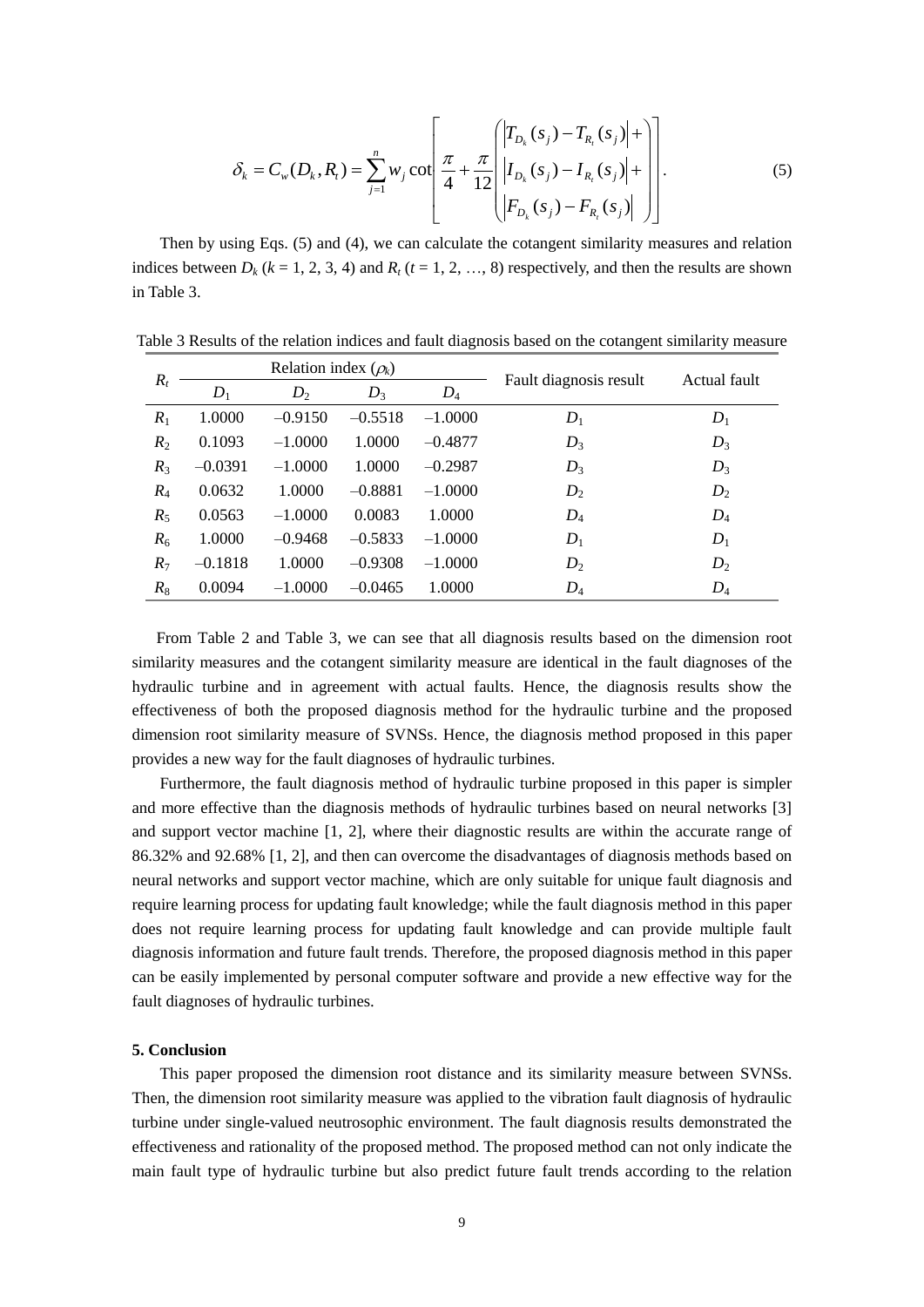$$\delta_k = C_w(D_k, R_t) = \sum_{j=1}^{n} w_j \cot\left[\frac{\pi}{4} + \frac{\pi}{12}\begin{pmatrix} \left|T_{D_k}(s_j) - T_{R_t}(s_j)\right| + \\ \left|I_{D_k}(s_j) - I_{R_t}(s_j)\right| + \\ \left|F_{D_k}(s_j) - F_{R_t}(s_j)\right| \end{pmatrix}\right]. \tag{5}$$

Then by using Eqs. (5) and (4), we can calculate the cotangent similarity measures and relation indices between $D_k$ ($k$ = 1, 2, 3, 4) and $R_t$ ($t$ = 1, 2, …, 8) respectively, and then the results are shown in Table 3.

Table 3 Results of the relation indices and fault diagnosis based on the cotangent similarity measure

| $R_t$ | Relation index ($\rho_k$) | | | | Fault diagnosis result | Actual fault |
|---|---|---|---|---|---|---|
| | $D_1$ | $D_2$ | $D_3$ | $D_4$ | | |
| $R_1$ | 1.0000 | –0.9150 | –0.5518 | –1.0000 | $D_1$ | $D_1$ |
| $R_2$ | 0.1093 | –1.0000 | 1.0000 | –0.4877 | $D_3$ | $D_3$ |
| $R_3$ | –0.0391 | –1.0000 | 1.0000 | –0.2987 | $D_3$ | $D_3$ |
| $R_4$ | 0.0632 | 1.0000 | –0.8881 | –1.0000 | $D_2$ | $D_2$ |
| $R_5$ | 0.0563 | –1.0000 | 0.0083 | 1.0000 | $D_4$ | $D_4$ |
| $R_6$ | 1.0000 | –0.9468 | –0.5833 | –1.0000 | $D_1$ | $D_1$ |
| $R_7$ | –0.1818 | 1.0000 | –0.9308 | –1.0000 | $D_2$ | $D_2$ |
| $R_8$ | 0.0094 | –1.0000 | –0.0465 | 1.0000 | $D_4$ | $D_4$ |

From Table 2 and Table 3, we can see that all diagnosis results based on the dimension root similarity measures and the cotangent similarity measure are identical in the fault diagnoses of the hydraulic turbine and in agreement with actual faults. Hence, the diagnosis results show the effectiveness of both the proposed diagnosis method for the hydraulic turbine and the proposed dimension root similarity measure of SVNSs. Hence, the diagnosis method proposed in this paper provides a new way for the fault diagnoses of hydraulic turbines.

Furthermore, the fault diagnosis method of hydraulic turbine proposed in this paper is simpler and more effective than the diagnosis methods of hydraulic turbines based on neural networks [3] and support vector machine [1, 2], where their diagnostic results are within the accurate range of 86.32% and 92.68% [1, 2], and then can overcome the disadvantages of diagnosis methods based on neural networks and support vector machine, which are only suitable for unique fault diagnosis and require learning process for updating fault knowledge; while the fault diagnosis method in this paper does not require learning process for updating fault knowledge and can provide multiple fault diagnosis information and future fault trends. Therefore, the proposed diagnosis method in this paper can be easily implemented by personal computer software and provide a new effective way for the fault diagnoses of hydraulic turbines.

## 5. Conclusion

This paper proposed the dimension root distance and its similarity measure between SVNSs. Then, the dimension root similarity measure was applied to the vibration fault diagnosis of hydraulic turbine under single-valued neutrosophic environment. The fault diagnosis results demonstrated the effectiveness and rationality of the proposed method. The proposed method can not only indicate the main fault type of hydraulic turbine but also predict future fault trends according to the relation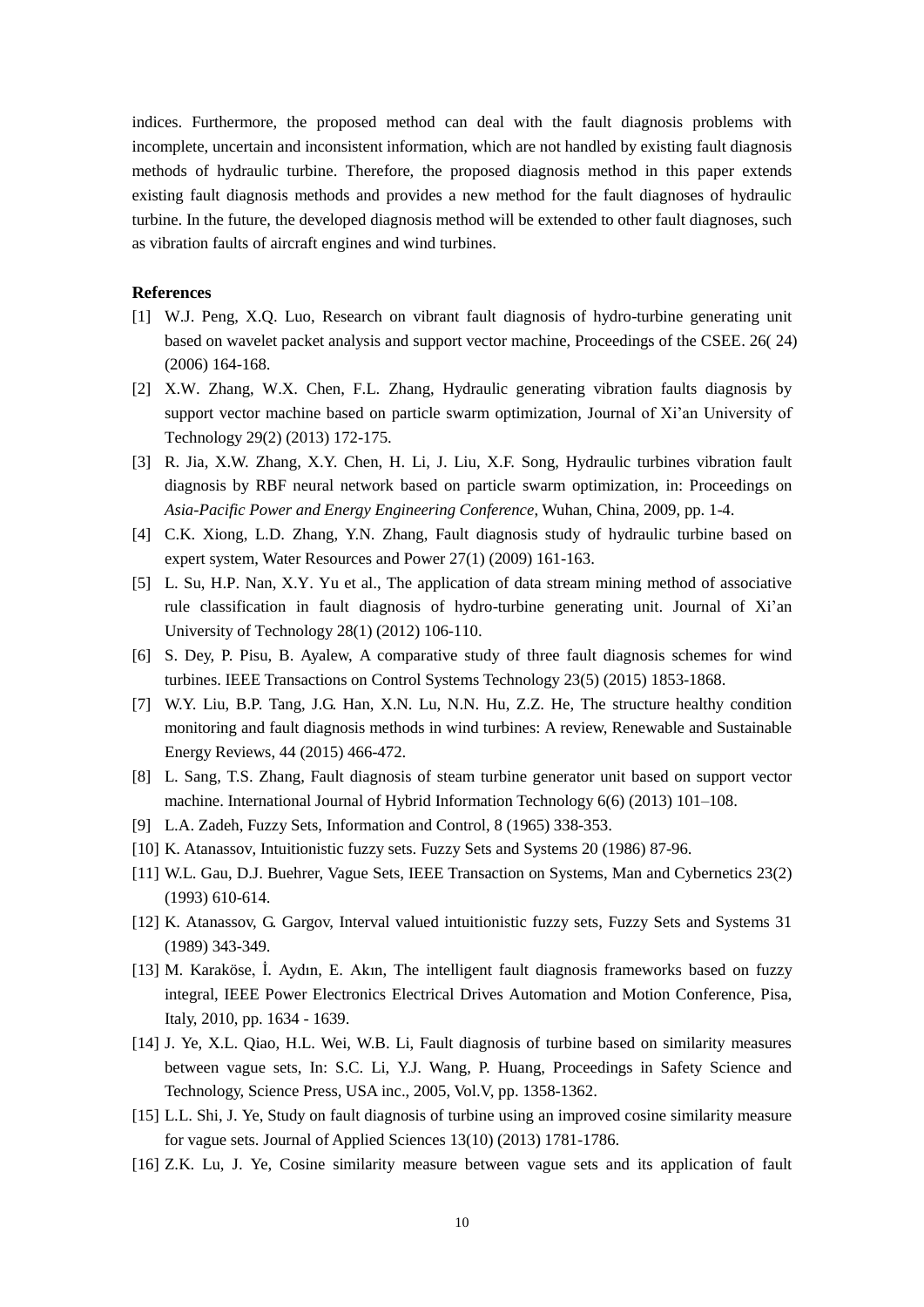indices. Furthermore, the proposed method can deal with the fault diagnosis problems with incomplete, uncertain and inconsistent information, which are not handled by existing fault diagnosis methods of hydraulic turbine. Therefore, the proposed diagnosis method in this paper extends existing fault diagnosis methods and provides a new method for the fault diagnoses of hydraulic turbine. In the future, the developed diagnosis method will be extended to other fault diagnoses, such as vibration faults of aircraft engines and wind turbines.

**References**

[1] W.J. Peng, X.Q. Luo, Research on vibrant fault diagnosis of hydro-turbine generating unit based on wavelet packet analysis and support vector machine, Proceedings of the CSEE. 26( 24) (2006) 164-168.

[2] X.W. Zhang, W.X. Chen, F.L. Zhang, Hydraulic generating vibration faults diagnosis by support vector machine based on particle swarm optimization, Journal of Xi'an University of Technology 29(2) (2013) 172-175.

[3] R. Jia, X.W. Zhang, X.Y. Chen, H. Li, J. Liu, X.F. Song, Hydraulic turbines vibration fault diagnosis by RBF neural network based on particle swarm optimization, in: Proceedings on *Asia-Pacific Power and Energy Engineering Conference*, Wuhan, China, 2009, pp. 1-4.

[4] C.K. Xiong, L.D. Zhang, Y.N. Zhang, Fault diagnosis study of hydraulic turbine based on expert system, Water Resources and Power 27(1) (2009) 161-163.

[5] L. Su, H.P. Nan, X.Y. Yu et al., The application of data stream mining method of associative rule classification in fault diagnosis of hydro-turbine generating unit. Journal of Xi'an University of Technology 28(1) (2012) 106-110.

[6] S. Dey, P. Pisu, B. Ayalew, A comparative study of three fault diagnosis schemes for wind turbines. IEEE Transactions on Control Systems Technology 23(5) (2015) 1853-1868.

[7] W.Y. Liu, B.P. Tang, J.G. Han, X.N. Lu, N.N. Hu, Z.Z. He, The structure healthy condition monitoring and fault diagnosis methods in wind turbines: A review, Renewable and Sustainable Energy Reviews, 44 (2015) 466-472.

[8] L. Sang, T.S. Zhang, Fault diagnosis of steam turbine generator unit based on support vector machine. International Journal of Hybrid Information Technology 6(6) (2013) 101–108.

[9] L.A. Zadeh, Fuzzy Sets, Information and Control, 8 (1965) 338-353.

[10] K. Atanassov, Intuitionistic fuzzy sets. Fuzzy Sets and Systems 20 (1986) 87-96.

[11] W.L. Gau, D.J. Buehrer, Vague Sets, IEEE Transaction on Systems, Man and Cybernetics 23(2) (1993) 610-614.

[12] K. Atanassov, G. Gargov, Interval valued intuitionistic fuzzy sets, Fuzzy Sets and Systems 31 (1989) 343-349.

[13] M. Karaköse, İ. Aydın, E. Akın, The intelligent fault diagnosis frameworks based on fuzzy integral, IEEE Power Electronics Electrical Drives Automation and Motion Conference, Pisa, Italy, 2010, pp. 1634 - 1639.

[14] J. Ye, X.L. Qiao, H.L. Wei, W.B. Li, Fault diagnosis of turbine based on similarity measures between vague sets, In: S.C. Li, Y.J. Wang, P. Huang, Proceedings in Safety Science and Technology, Science Press, USA inc., 2005, Vol.V, pp. 1358-1362.

[15] L.L. Shi, J. Ye, Study on fault diagnosis of turbine using an improved cosine similarity measure for vague sets. Journal of Applied Sciences 13(10) (2013) 1781-1786.

[16] Z.K. Lu, J. Ye, Cosine similarity measure between vague sets and its application of fault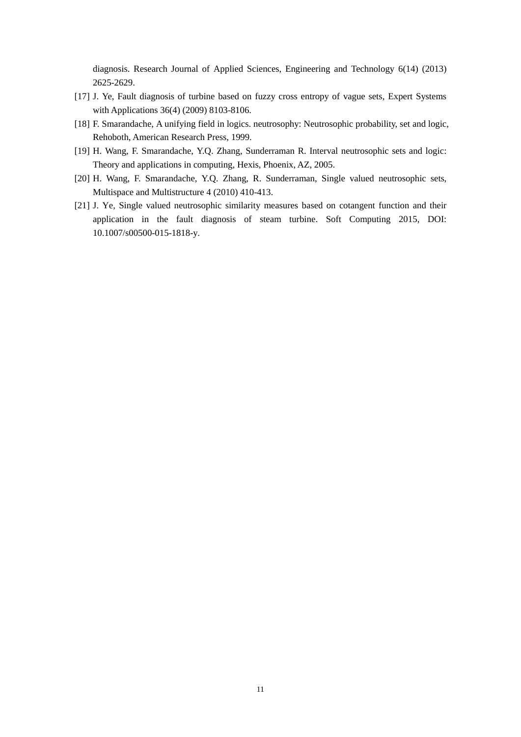diagnosis. Research Journal of Applied Sciences, Engineering and Technology 6(14) (2013) 2625-2629.

[17] J. Ye, Fault diagnosis of turbine based on fuzzy cross entropy of vague sets, Expert Systems with Applications 36(4) (2009) 8103-8106.

[18] F. Smarandache, A unifying field in logics. neutrosophy: Neutrosophic probability, set and logic, Rehoboth, American Research Press, 1999.

[19] H. Wang, F. Smarandache, Y.Q. Zhang, Sunderraman R. Interval neutrosophic sets and logic: Theory and applications in computing, Hexis, Phoenix, AZ, 2005.

[20] H. Wang, F. Smarandache, Y.Q. Zhang, R. Sunderraman, Single valued neutrosophic sets, Multispace and Multistructure 4 (2010) 410-413.

[21] J. Ye, Single valued neutrosophic similarity measures based on cotangent function and their application in the fault diagnosis of steam turbine. Soft Computing 2015, DOI: 10.1007/s00500-015-1818-y.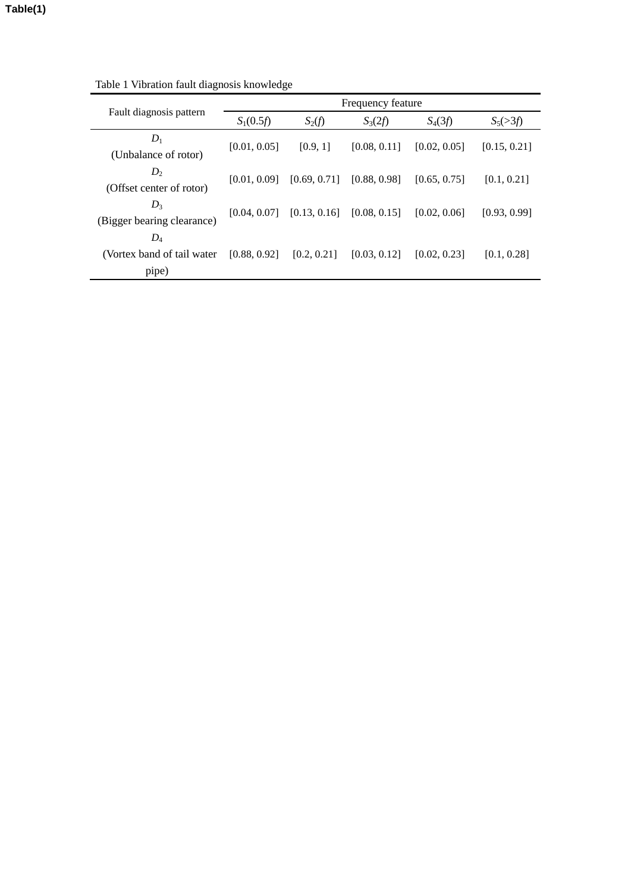Table(1)

Table 1 Vibration fault diagnosis knowledge

| Fault diagnosis pattern | Frequency feature | | | | |
|---|---|---|---|---|---|
| | $S_1(0.5f)$ | $S_2(f)$ | $S_3(2f)$ | $S_4(3f)$ | $S_5(>3f)$ |
| $D_1$ (Unbalance of rotor) | [0.01, 0.05] | [0.9, 1] | [0.08, 0.11] | [0.02, 0.05] | [0.15, 0.21] |
| $D_2$ (Offset center of rotor) | [0.01, 0.09] | [0.69, 0.71] | [0.88, 0.98] | [0.65, 0.75] | [0.1, 0.21] |
| $D_3$ (Bigger bearing clearance) | [0.04, 0.07] | [0.13, 0.16] | [0.08, 0.15] | [0.02, 0.06] | [0.93, 0.99] |
| $D_4$ (Vortex band of tail water pipe) | [0.88, 0.92] | [0.2, 0.21] | [0.03, 0.12] | [0.02, 0.23] | [0.1, 0.28] |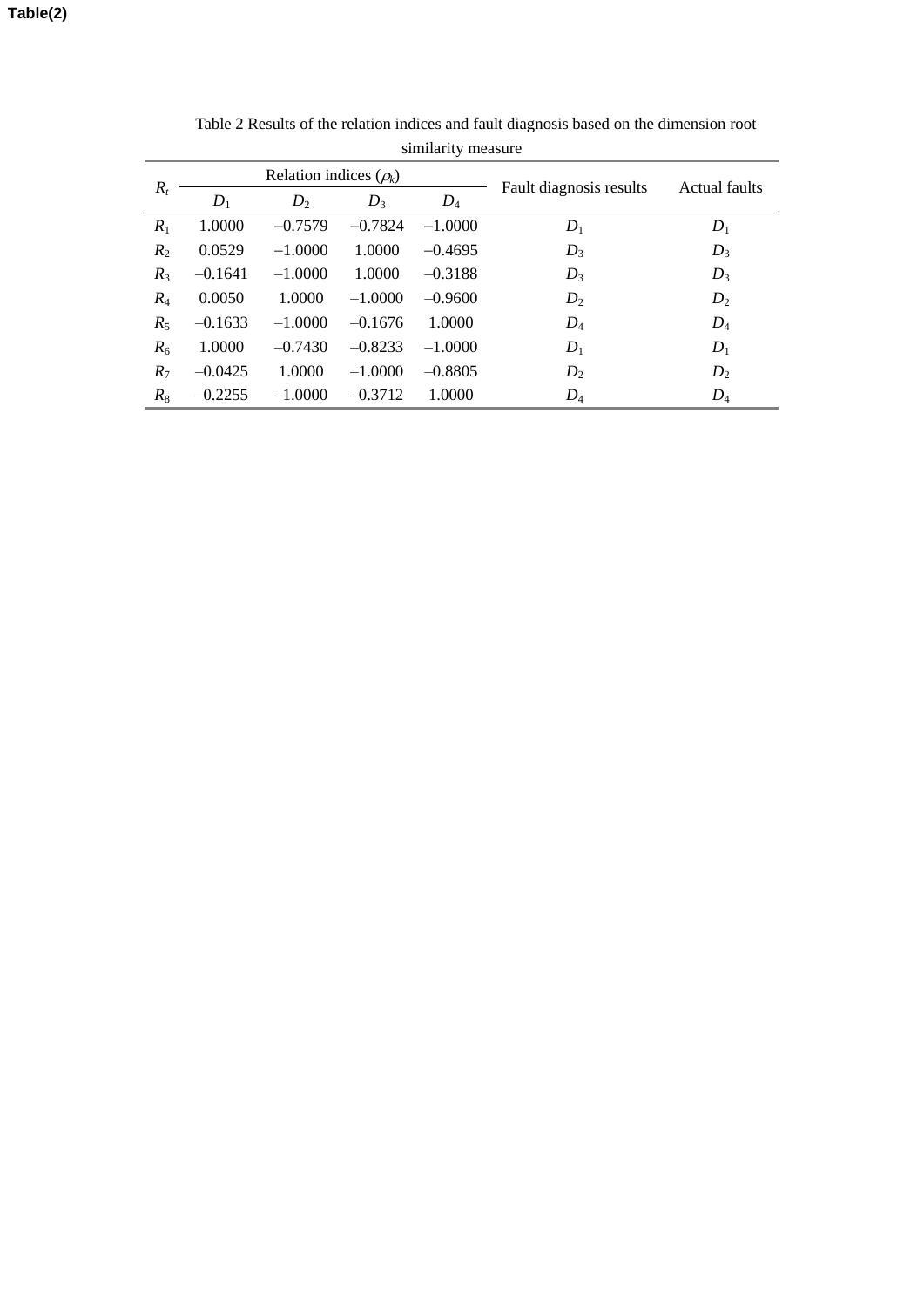Table(2)

Table 2 Results of the relation indices and fault diagnosis based on the dimension root similarity measure

| $R_t$ | Relation indices ($\rho_k$) | | | | Fault diagnosis results | Actual faults |
|---|---|---|---|---|---|---|
| | $D_1$ | $D_2$ | $D_3$ | $D_4$ | | |
| $R_1$ | 1.0000 | –0.7579 | –0.7824 | –1.0000 | $D_1$ | $D_1$ |
| $R_2$ | 0.0529 | –1.0000 | 1.0000 | –0.4695 | $D_3$ | $D_3$ |
| $R_3$ | –0.1641 | –1.0000 | 1.0000 | –0.3188 | $D_3$ | $D_3$ |
| $R_4$ | 0.0050 | 1.0000 | –1.0000 | –0.9600 | $D_2$ | $D_2$ |
| $R_5$ | –0.1633 | –1.0000 | –0.1676 | 1.0000 | $D_4$ | $D_4$ |
| $R_6$ | 1.0000 | –0.7430 | –0.8233 | –1.0000 | $D_1$ | $D_1$ |
| $R_7$ | –0.0425 | 1.0000 | –1.0000 | –0.8805 | $D_2$ | $D_2$ |
| $R_8$ | –0.2255 | –1.0000 | –0.3712 | 1.0000 | $D_4$ | $D_4$ |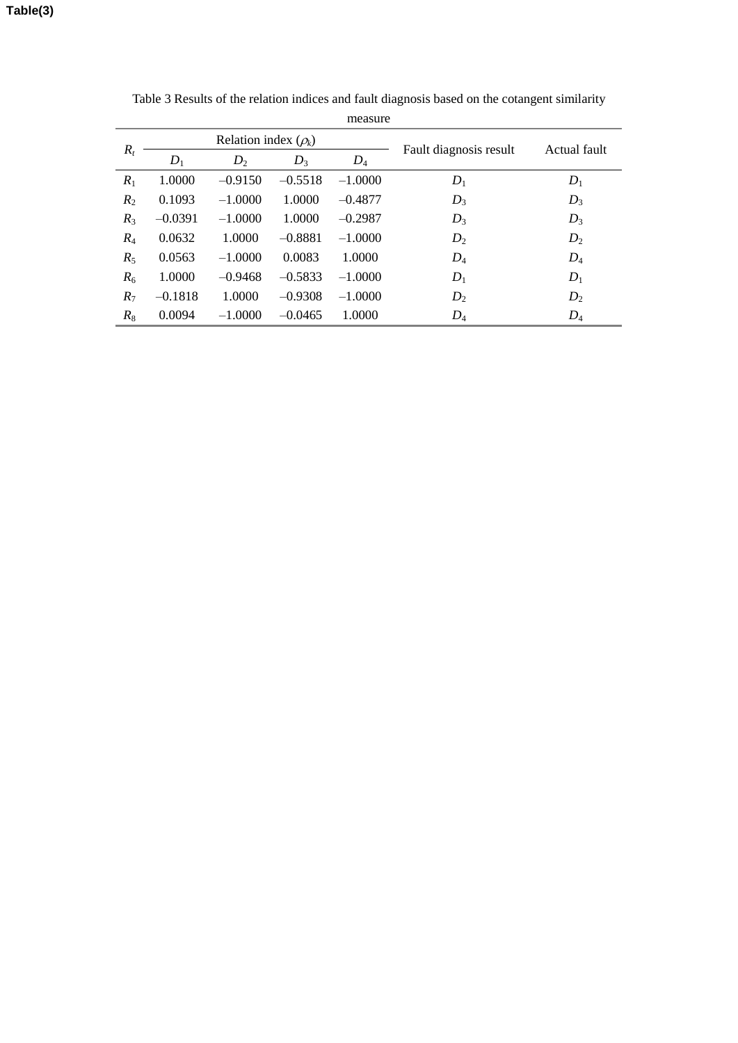Table(3)

Table 3 Results of the relation indices and fault diagnosis based on the cotangent similarity measure

| $R_t$ | Relation index ($\rho_k$) | | | | Fault diagnosis result | Actual fault |
|---|---|---|---|---|---|---|
| | $D_1$ | $D_2$ | $D_3$ | $D_4$ | | |
| $R_1$ | 1.0000 | –0.9150 | –0.5518 | –1.0000 | $D_1$ | $D_1$ |
| $R_2$ | 0.1093 | –1.0000 | 1.0000 | –0.4877 | $D_3$ | $D_3$ |
| $R_3$ | –0.0391 | –1.0000 | 1.0000 | –0.2987 | $D_3$ | $D_3$ |
| $R_4$ | 0.0632 | 1.0000 | –0.8881 | –1.0000 | $D_2$ | $D_2$ |
| $R_5$ | 0.0563 | –1.0000 | 0.0083 | 1.0000 | $D_4$ | $D_4$ |
| $R_6$ | 1.0000 | –0.9468 | –0.5833 | –1.0000 | $D_1$ | $D_1$ |
| $R_7$ | –0.1818 | 1.0000 | –0.9308 | –1.0000 | $D_2$ | $D_2$ |
| $R_8$ | 0.0094 | –1.0000 | –0.0465 | 1.0000 | $D_4$ | $D_4$ |